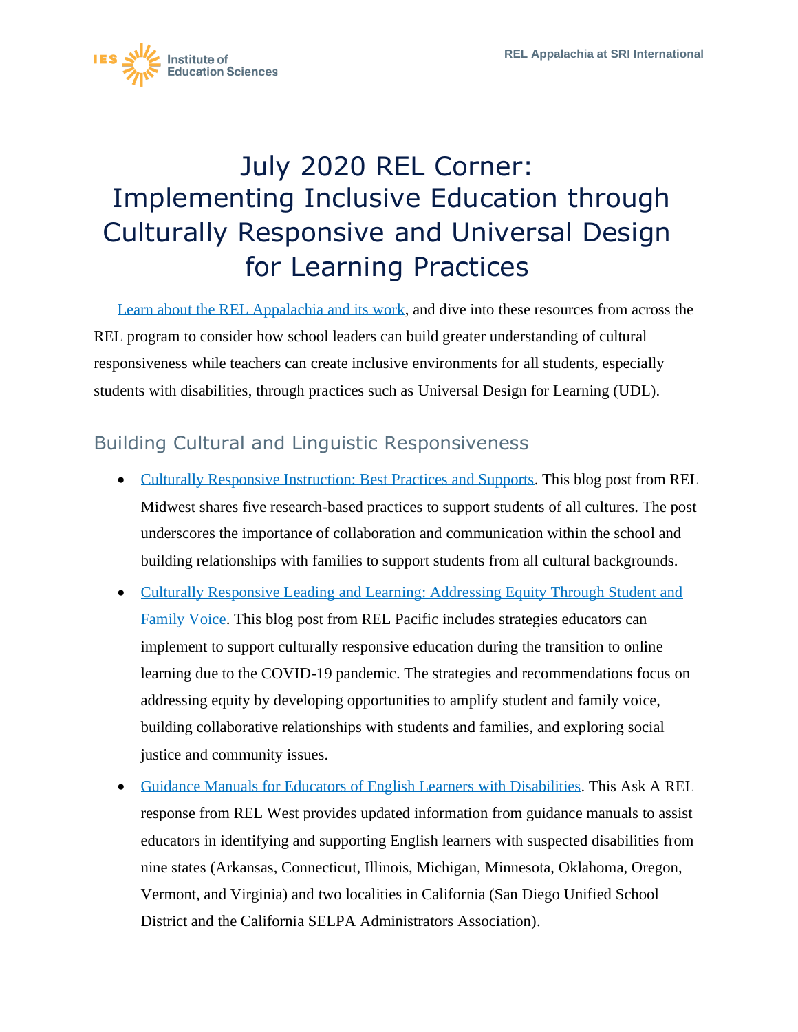# July 2020 REL Corner: Implementing Inclusive Education through Culturally Responsive and Universal Design for Learning Practices

Learn about the REL Appalachia and its work, and dive into these resources from across the REL program to consider how school leaders can build greater understanding of cultural responsiveness while teachers can create inclusive environments for all students, especially students with disabilities, through practices such as Universal Design for Learning (UDL).

## Building Cultural and Linguistic Responsiveness

- Culturally Responsive Instruction: Best Practices and Supports. This blog post from REL Midwest shares five research-based practices to support students of all cultures. The post underscores the importance of collaboration and communication within the school and building relationships with families to support students from all cultural backgrounds.
- Culturally Responsive Leading and Learning: Addressing Equity Through Student and Family Voice. This blog post from REL Pacific includes strategies educators can implement to support culturally responsive education during the transition to online learning due to the COVID-19 pandemic. The strategies and recommendations focus on addressing equity by developing opportunities to amplify student and family voice, building collaborative relationships with students and families, and exploring social justice and community issues.
- Guidance Manuals for Educators of English Learners with Disabilities. This Ask A REL response from REL West provides updated information from guidance manuals to assist educators in identifying and supporting English learners with suspected disabilities from nine states (Arkansas, Connecticut, Illinois, Michigan, Minnesota, Oklahoma, Oregon, Vermont, and Virginia) and two localities in California (San Diego Unified School District and the California SELPA Administrators Association).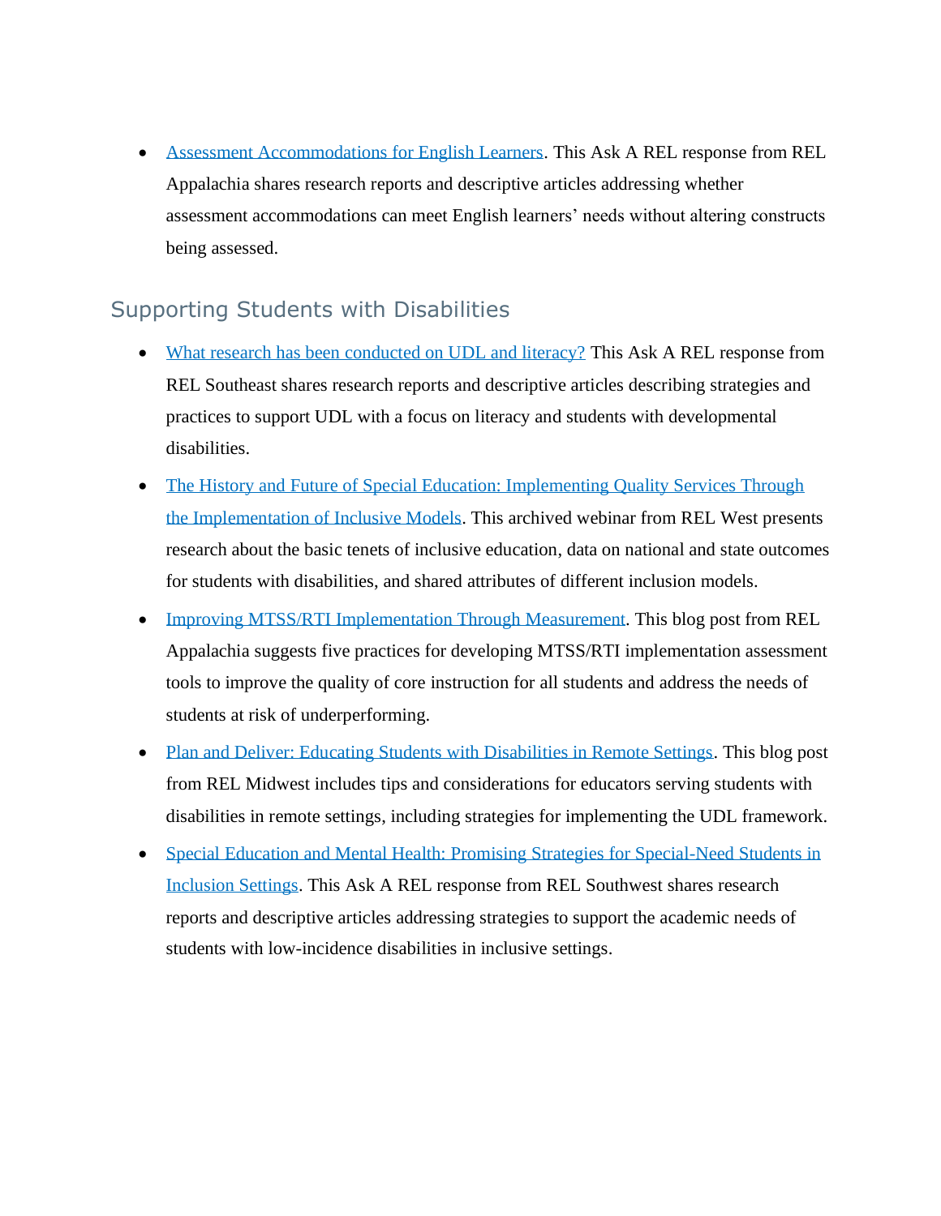- Assessment Accommodations for English Learners. This Ask A REL response from REL Appalachia shares research reports and descriptive articles addressing whether assessment accommodations can meet English learners' needs without altering constructs being assessed.

## Supporting Students with Disabilities

- What research has been conducted on UDL and literacy? This Ask A REL response from REL Southeast shares research reports and descriptive articles describing strategies and practices to support UDL with a focus on literacy and students with developmental disabilities.
- The History and Future of Special Education: Implementing Quality Services Through the Implementation of Inclusive Models. This archived webinar from REL West presents research about the basic tenets of inclusive education, data on national and state outcomes for students with disabilities, and shared attributes of different inclusion models.
- Improving MTSS/RTI Implementation Through Measurement. This blog post from REL Appalachia suggests five practices for developing MTSS/RTI implementation assessment tools to improve the quality of core instruction for all students and address the needs of students at risk of underperforming.
- Plan and Deliver: Educating Students with Disabilities in Remote Settings. This blog post from REL Midwest includes tips and considerations for educators serving students with disabilities in remote settings, including strategies for implementing the UDL framework.
- Special Education and Mental Health: Promising Strategies for Special-Need Students in Inclusion Settings. This Ask A REL response from REL Southwest shares research reports and descriptive articles addressing strategies to support the academic needs of students with low-incidence disabilities in inclusive settings.